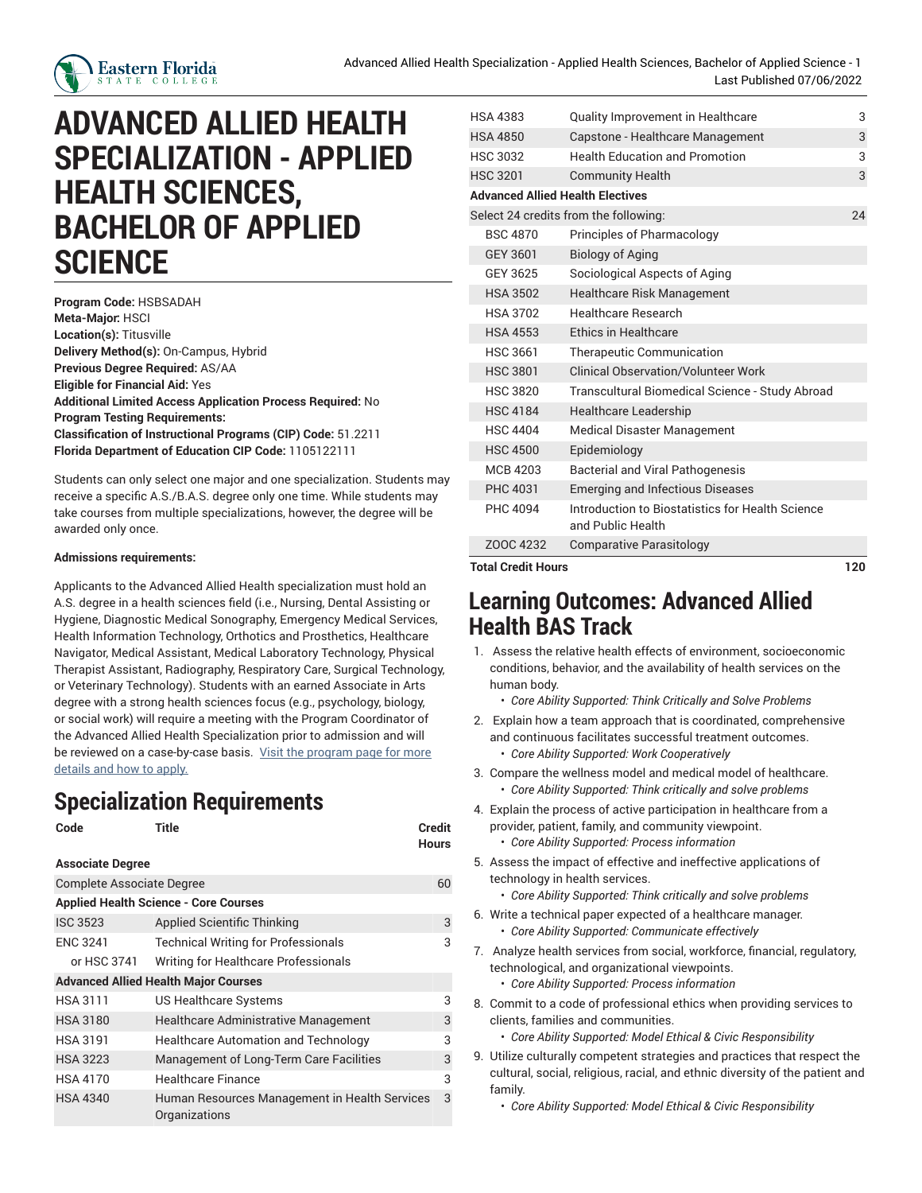# ADVANCED ALLIED HEALTH SPECIALIZATION - APPLIED HEALTH SCIENCES, BACHELOR OF APPLIED SCIENCE

**Program Code:** HSBSADAH
**Meta-Major:** HSCI
**Location(s):** Titusville
**Delivery Method(s):** On-Campus, Hybrid
**Previous Degree Required:** AS/AA
**Eligible for Financial Aid:** Yes
**Additional Limited Access Application Process Required:** No
**Program Testing Requirements:**
**Classification of Instructional Programs (CIP) Code:** 51.2211
**Florida Department of Education CIP Code:** 1105122111

Students can only select one major and one specialization. Students may receive a specific A.S./B.A.S. degree only one time. While students may take courses from multiple specializations, however, the degree will be awarded only once.

**Admissions requirements:**

Applicants to the Advanced Allied Health specialization must hold an A.S. degree in a health sciences field (i.e., Nursing, Dental Assisting or Hygiene, Diagnostic Medical Sonography, Emergency Medical Services, Health Information Technology, Orthotics and Prosthetics, Healthcare Navigator, Medical Assistant, Medical Laboratory Technology, Physical Therapist Assistant, Radiography, Respiratory Care, Surgical Technology, or Veterinary Technology). Students with an earned Associate in Arts degree with a strong health sciences focus (e.g., psychology, biology, or social work) will require a meeting with the Program Coordinator of the Advanced Allied Health Specialization prior to admission and will be reviewed on a case-by-case basis. Visit the program page for more details and how to apply.

## Specialization Requirements

| Code | Title | Credit Hours |
|---|---|---|
| **Associate Degree** | | |
| Complete Associate Degree | | 60 |
| **Applied Health Science - Core Courses** | | |
| ISC 3523 | Applied Scientific Thinking | 3 |
| ENC 3241 | Technical Writing for Professionals | 3 |
| or HSC 3741 | Writing for Healthcare Professionals | |
| **Advanced Allied Health Major Courses** | | |
| HSA 3111 | US Healthcare Systems | 3 |
| HSA 3180 | Healthcare Administrative Management | 3 |
| HSA 3191 | Healthcare Automation and Technology | 3 |
| HSA 3223 | Management of Long-Term Care Facilities | 3 |
| HSA 4170 | Healthcare Finance | 3 |
| HSA 4340 | Human Resources Management in Health Services Organizations | 3 |
| HSA 4383 | Quality Improvement in Healthcare | 3 |
| HSA 4850 | Capstone - Healthcare Management | 3 |
| HSC 3032 | Health Education and Promotion | 3 |
| HSC 3201 | Community Health | 3 |
| **Advanced Allied Health Electives** | | |
| Select 24 credits from the following: | | 24 |
| BSC 4870 | Principles of Pharmacology | |
| GEY 3601 | Biology of Aging | |
| GEY 3625 | Sociological Aspects of Aging | |
| HSA 3502 | Healthcare Risk Management | |
| HSA 3702 | Healthcare Research | |
| HSA 4553 | Ethics in Healthcare | |
| HSC 3661 | Therapeutic Communication | |
| HSC 3801 | Clinical Observation/Volunteer Work | |
| HSC 3820 | Transcultural Biomedical Science - Study Abroad | |
| HSC 4184 | Healthcare Leadership | |
| HSC 4404 | Medical Disaster Management | |
| HSC 4500 | Epidemiology | |
| MCB 4203 | Bacterial and Viral Pathogenesis | |
| PHC 4031 | Emerging and Infectious Diseases | |
| PHC 4094 | Introduction to Biostatistics for Health Science and Public Health | |
| ZOOC 4232 | Comparative Parasitology | |
| **Total Credit Hours** | | **120** |

## Learning Outcomes: Advanced Allied Health BAS Track

1. Assess the relative health effects of environment, socioeconomic conditions, behavior, and the availability of health services on the human body.
   - *Core Ability Supported: Think Critically and Solve Problems*
2. Explain how a team approach that is coordinated, comprehensive and continuous facilitates successful treatment outcomes.
   - *Core Ability Supported: Work Cooperatively*
3. Compare the wellness model and medical model of healthcare.
   - *Core Ability Supported: Think critically and solve problems*
4. Explain the process of active participation in healthcare from a provider, patient, family, and community viewpoint.
   - *Core Ability Supported: Process information*
5. Assess the impact of effective and ineffective applications of technology in health services.
   - *Core Ability Supported: Think critically and solve problems*
6. Write a technical paper expected of a healthcare manager.
   - *Core Ability Supported: Communicate effectively*
7. Analyze health services from social, workforce, financial, regulatory, technological, and organizational viewpoints.
   - *Core Ability Supported: Process information*
8. Commit to a code of professional ethics when providing services to clients, families and communities.
   - *Core Ability Supported: Model Ethical & Civic Responsibility*
9. Utilize culturally competent strategies and practices that respect the cultural, social, religious, racial, and ethnic diversity of the patient and family.
   - *Core Ability Supported: Model Ethical & Civic Responsibility*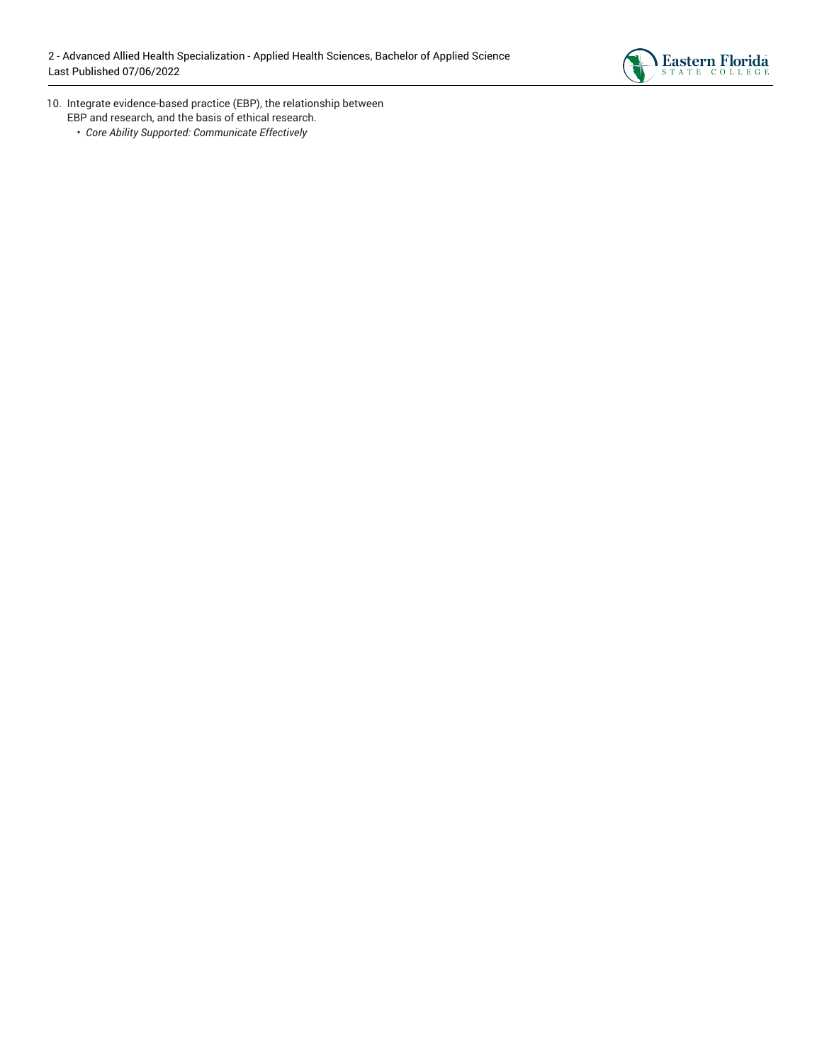10. Integrate evidence-based practice (EBP), the relationship between EBP and research, and the basis of ethical research.
    - *Core Ability Supported: Communicate Effectively*